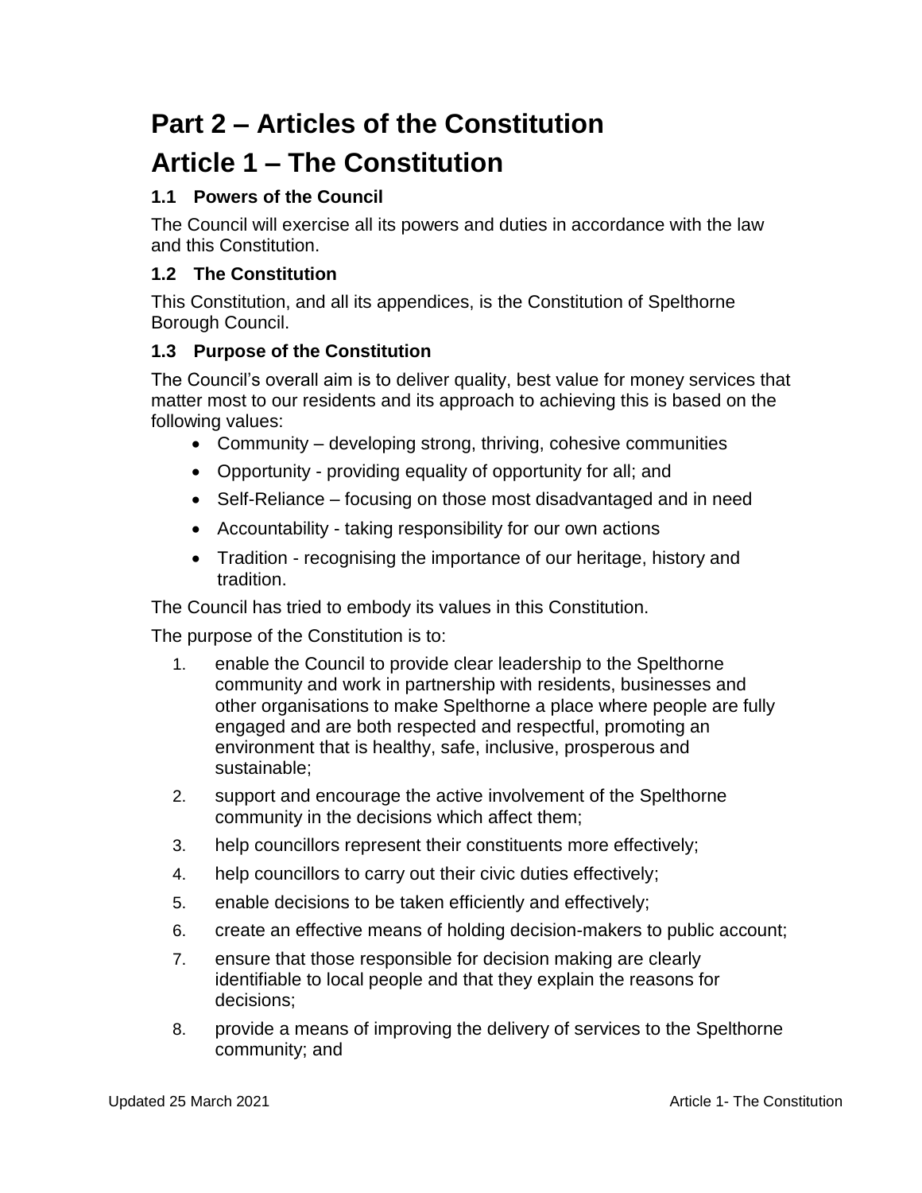# Part 2 – Articles of the Constitution

# Article 1 – The Constitution

### 1.1 Powers of the Council

The Council will exercise all its powers and duties in accordance with the law and this Constitution.

### 1.2 The Constitution

This Constitution, and all its appendices, is the Constitution of Spelthorne Borough Council.

### 1.3 Purpose of the Constitution

The Council's overall aim is to deliver quality, best value for money services that matter most to our residents and its approach to achieving this is based on the following values:

- Community – developing strong, thriving, cohesive communities
- Opportunity - providing equality of opportunity for all; and
- Self-Reliance – focusing on those most disadvantaged and in need
- Accountability - taking responsibility for our own actions
- Tradition - recognising the importance of our heritage, history and tradition.

The Council has tried to embody its values in this Constitution.

The purpose of the Constitution is to:

1. enable the Council to provide clear leadership to the Spelthorne community and work in partnership with residents, businesses and other organisations to make Spelthorne a place where people are fully engaged and are both respected and respectful, promoting an environment that is healthy, safe, inclusive, prosperous and sustainable;
2. support and encourage the active involvement of the Spelthorne community in the decisions which affect them;
3. help councillors represent their constituents more effectively;
4. help councillors to carry out their civic duties effectively;
5. enable decisions to be taken efficiently and effectively;
6. create an effective means of holding decision-makers to public account;
7. ensure that those responsible for decision making are clearly identifiable to local people and that they explain the reasons for decisions;
8. provide a means of improving the delivery of services to the Spelthorne community; and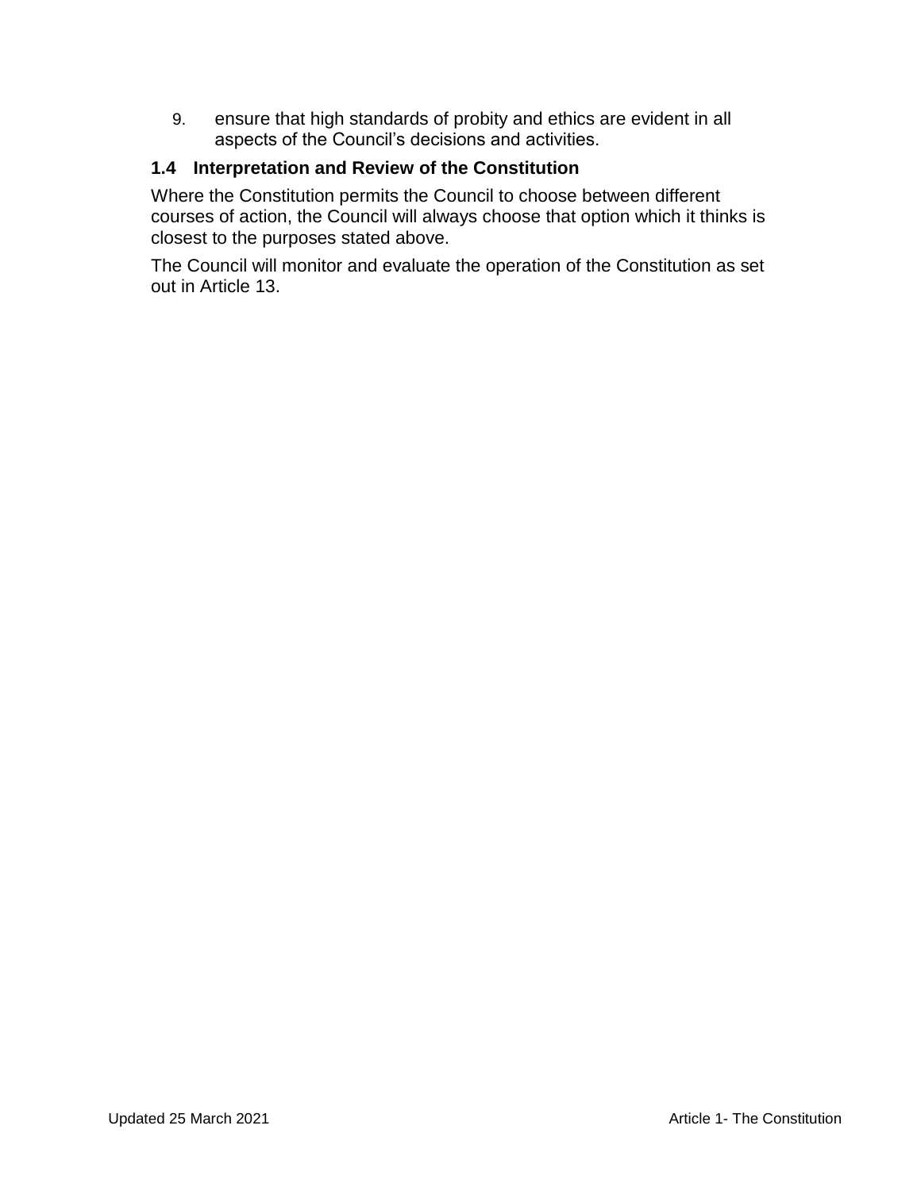9. ensure that high standards of probity and ethics are evident in all aspects of the Council's decisions and activities.

### 1.4 Interpretation and Review of the Constitution

Where the Constitution permits the Council to choose between different courses of action, the Council will always choose that option which it thinks is closest to the purposes stated above.

The Council will monitor and evaluate the operation of the Constitution as set out in Article 13.